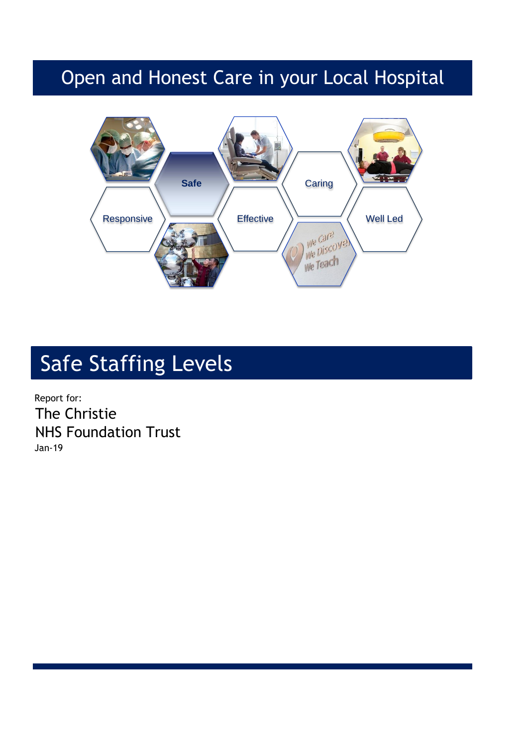# Open and Honest Care in your Local Hospital

Safe

Caring

Responsive

Effective

Well Led

## Safe Staffing Levels

Report for:

The Christie
NHS Foundation Trust

Jan-19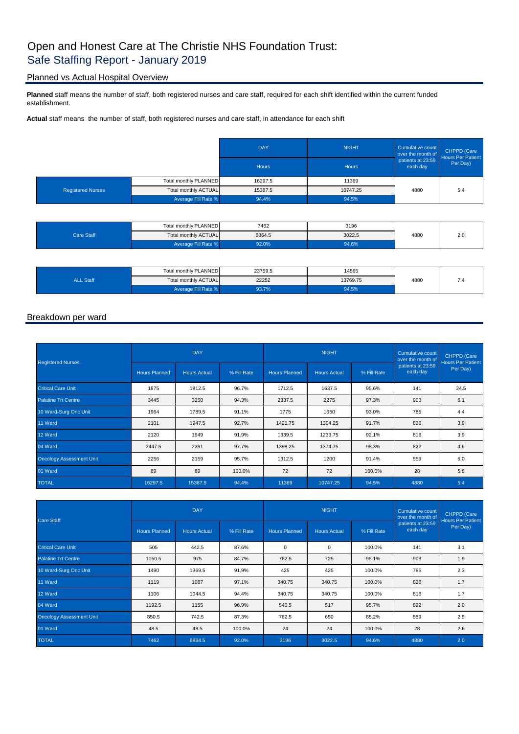# Open and Honest Care at The Christie NHS Foundation Trust:

## Safe Staffing Report - January 2019

### Planned vs Actual Hospital Overview

**Planned** staff means the number of staff, both registered nurses and care staff, required for each shift identified within the current funded establishment.

**Actual** staff means the number of staff, both registered nurses and care staff, in attendance for each shift

| | | DAY | NIGHT | Cumulative count over the month of patients at 23:59 each day | CHPPD (Care Hours Per Patient Per Day) |
|---|---|---|---|---|---|
| | | Hours | Hours | | |
| Registered Nurses | Total monthly PLANNED | 16297.5 | 11369 | 4880 | 5.4 |
| | Total monthly ACTUAL | 15387.5 | 10747.25 | | |
| | Average Fill Rate % | 94.4% | 94.5% | | |
| Care Staff | Total monthly PLANNED | 7462 | 3196 | 4880 | 2.0 |
| | Total monthly ACTUAL | 6864.5 | 3022.5 | | |
| | Average Fill Rate % | 92.0% | 94.6% | | |
| ALL Staff | Total monthly PLANNED | 23759.5 | 14565 | 4880 | 7.4 |
| | Total monthly ACTUAL | 22252 | 13769.75 | | |
| | Average Fill Rate % | 93.7% | 94.5% | | |

### Breakdown per ward

| Registered Nurses | DAY | | | NIGHT | | | Cumulative count over the month of patients at 23:59 each day | CHPPD (Care Hours Per Patient Per Day) |
|---|---|---|---|---|---|---|---|---|
| | Hours Planned | Hours Actual | % Fill Rate | Hours Planned | Hours Actual | % Fill Rate | | |
| Critical Care Unit | 1875 | 1812.5 | 96.7% | 1712.5 | 1637.5 | 95.6% | 141 | 24.5 |
| Palatine Trt Centre | 3445 | 3250 | 94.3% | 2337.5 | 2275 | 97.3% | 903 | 6.1 |
| 10 Ward-Surg Onc Unit | 1964 | 1789.5 | 91.1% | 1775 | 1650 | 93.0% | 785 | 4.4 |
| 11 Ward | 2101 | 1947.5 | 92.7% | 1421.75 | 1304.25 | 91.7% | 826 | 3.9 |
| 12 Ward | 2120 | 1949 | 91.9% | 1339.5 | 1233.75 | 92.1% | 816 | 3.9 |
| 04 Ward | 2447.5 | 2391 | 97.7% | 1398.25 | 1374.75 | 98.3% | 822 | 4.6 |
| Oncology Assessment Unit | 2256 | 2159 | 95.7% | 1312.5 | 1200 | 91.4% | 559 | 6.0 |
| 01 Ward | 89 | 89 | 100.0% | 72 | 72 | 100.0% | 28 | 5.8 |
| TOTAL | 16297.5 | 15387.5 | 94.4% | 11369 | 10747.25 | 94.5% | 4880 | 5.4 |

| Care Staff | DAY | | | NIGHT | | | Cumulative count over the month of patients at 23:59 each day | CHPPD (Care Hours Per Patient Per Day) |
|---|---|---|---|---|---|---|---|---|
| | Hours Planned | Hours Actual | % Fill Rate | Hours Planned | Hours Actual | % Fill Rate | | |
| Critical Care Unit | 505 | 442.5 | 87.6% | 0 | 0 | 100.0% | 141 | 3.1 |
| Palatine Trt Centre | 1150.5 | 975 | 84.7% | 762.5 | 725 | 95.1% | 903 | 1.9 |
| 10 Ward-Surg Onc Unit | 1490 | 1369.5 | 91.9% | 425 | 425 | 100.0% | 785 | 2.3 |
| 11 Ward | 1119 | 1087 | 97.1% | 340.75 | 340.75 | 100.0% | 826 | 1.7 |
| 12 Ward | 1106 | 1044.5 | 94.4% | 340.75 | 340.75 | 100.0% | 816 | 1.7 |
| 04 Ward | 1192.5 | 1155 | 96.9% | 540.5 | 517 | 95.7% | 822 | 2.0 |
| Oncology Assessment Unit | 850.5 | 742.5 | 87.3% | 762.5 | 650 | 85.2% | 559 | 2.5 |
| 01 Ward | 48.5 | 48.5 | 100.0% | 24 | 24 | 100.0% | 28 | 2.6 |
| TOTAL | 7462 | 6864.5 | 92.0% | 3196 | 3022.5 | 94.6% | 4880 | 2.0 |